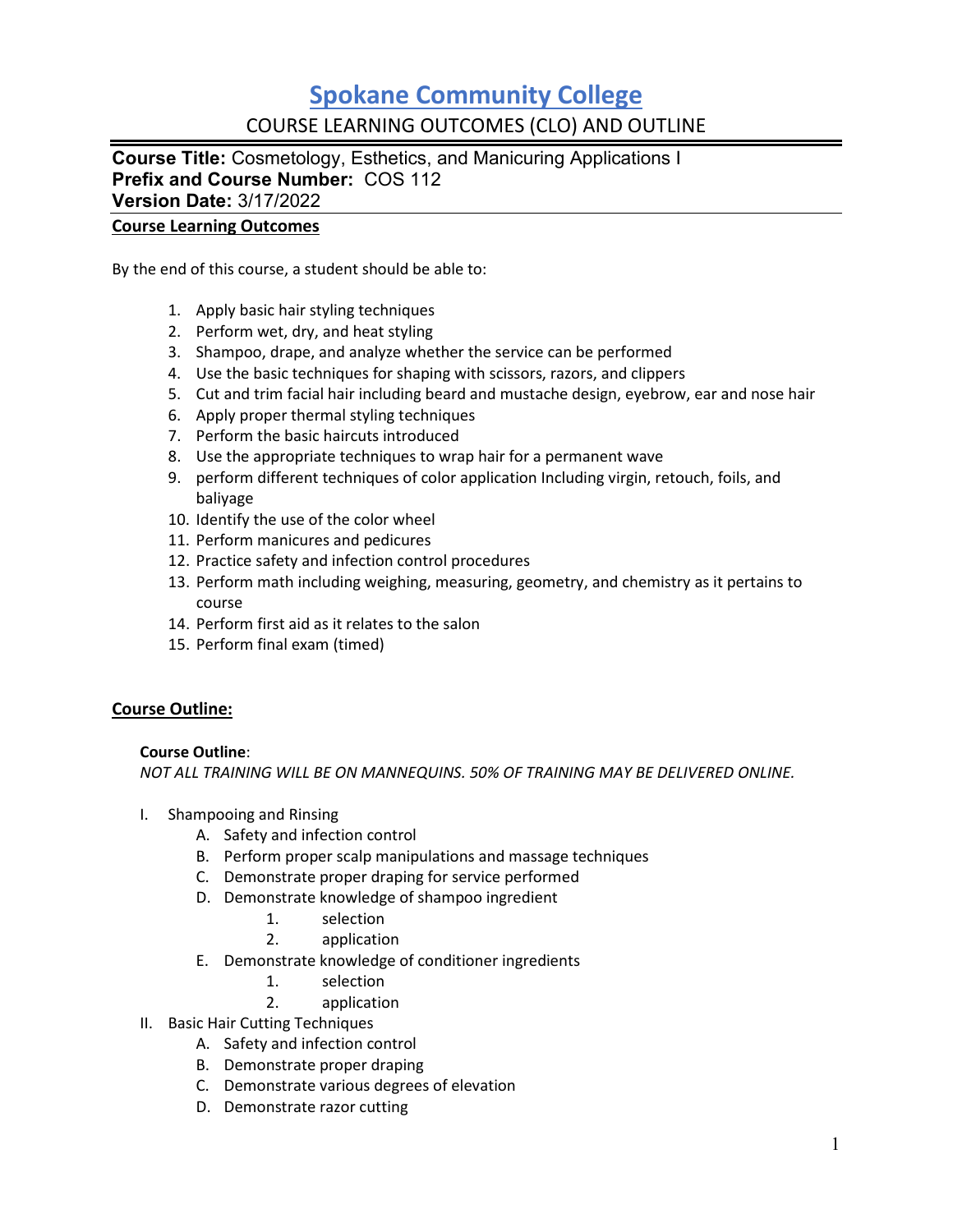# Spokane Community College

## COURSE LEARNING OUTCOMES (CLO) AND OUTLINE

**Course Title:** Cosmetology, Esthetics, and Manicuring Applications I
**Prefix and Course Number:** COS 112
**Version Date:** 3/17/2022

**Course Learning Outcomes**

By the end of this course, a student should be able to:

1. Apply basic hair styling techniques
2. Perform wet, dry, and heat styling
3. Shampoo, drape, and analyze whether the service can be performed
4. Use the basic techniques for shaping with scissors, razors, and clippers
5. Cut and trim facial hair including beard and mustache design, eyebrow, ear and nose hair
6. Apply proper thermal styling techniques
7. Perform the basic haircuts introduced
8. Use the appropriate techniques to wrap hair for a permanent wave
9. perform different techniques of color application Including virgin, retouch, foils, and baliyage
10. Identify the use of the color wheel
11. Perform manicures and pedicures
12. Practice safety and infection control procedures
13. Perform math including weighing, measuring, geometry, and chemistry as it pertains to course
14. Perform first aid as it relates to the salon
15. Perform final exam (timed)

**Course Outline:**

**Course Outline**:
*NOT ALL TRAINING WILL BE ON MANNEQUINS. 50% OF TRAINING MAY BE DELIVERED ONLINE.*

I. Shampooing and Rinsing
   A. Safety and infection control
   B. Perform proper scalp manipulations and massage techniques
   C. Demonstrate proper draping for service performed
   D. Demonstrate knowledge of shampoo ingredient
      1. selection
      2. application
   E. Demonstrate knowledge of conditioner ingredients
      1. selection
      2. application

II. Basic Hair Cutting Techniques
   A. Safety and infection control
   B. Demonstrate proper draping
   C. Demonstrate various degrees of elevation
   D. Demonstrate razor cutting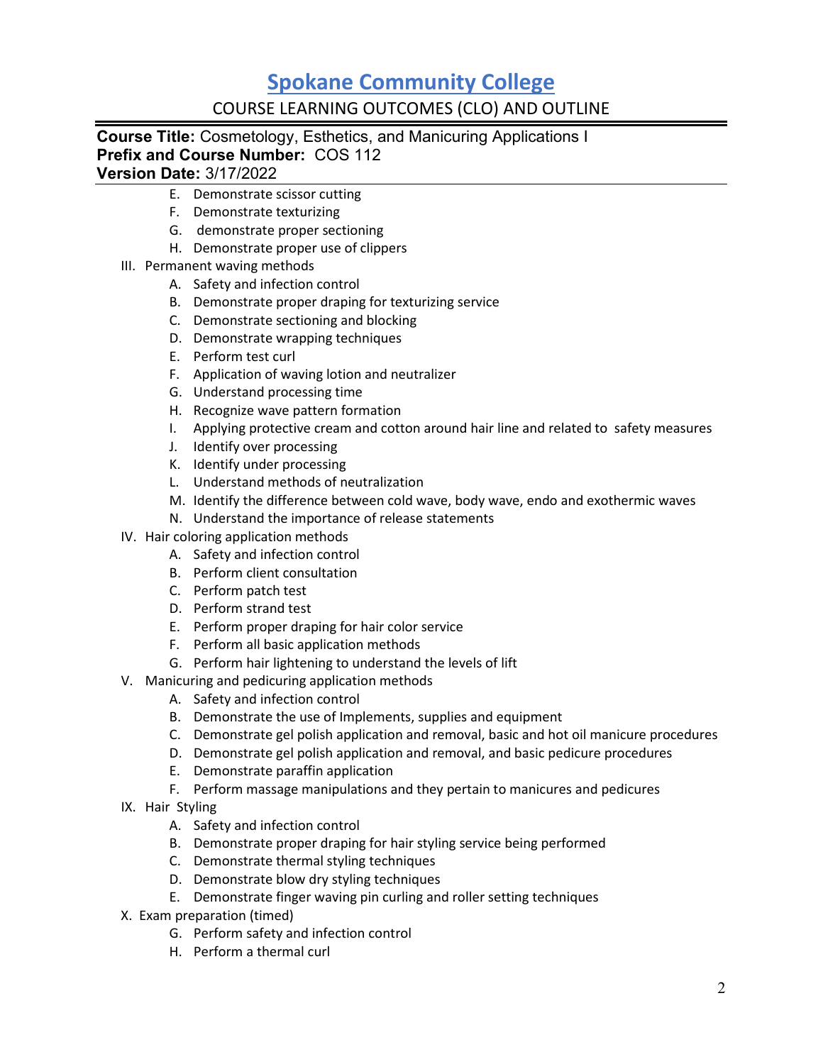E. Demonstrate scissor cutting
   F. Demonstrate texturizing
   G. demonstrate proper sectioning
   H. Demonstrate proper use of clippers

III. Permanent waving methods
   A. Safety and infection control
   B. Demonstrate proper draping for texturizing service
   C. Demonstrate sectioning and blocking
   D. Demonstrate wrapping techniques
   E. Perform test curl
   F. Application of waving lotion and neutralizer
   G. Understand processing time
   H. Recognize wave pattern formation
   I. Applying protective cream and cotton around hair line and related to safety measures
   J. Identify over processing
   K. Identify under processing
   L. Understand methods of neutralization
   M. Identify the difference between cold wave, body wave, endo and exothermic waves
   N. Understand the importance of release statements

IV. Hair coloring application methods
   A. Safety and infection control
   B. Perform client consultation
   C. Perform patch test
   D. Perform strand test
   E. Perform proper draping for hair color service
   F. Perform all basic application methods
   G. Perform hair lightening to understand the levels of lift

V. Manicuring and pedicuring application methods
   A. Safety and infection control
   B. Demonstrate the use of Implements, supplies and equipment
   C. Demonstrate gel polish application and removal, basic and hot oil manicure procedures
   D. Demonstrate gel polish application and removal, and basic pedicure procedures
   E. Demonstrate paraffin application
   F. Perform massage manipulations and they pertain to manicures and pedicures

IX. Hair Styling
   A. Safety and infection control
   B. Demonstrate proper draping for hair styling service being performed
   C. Demonstrate thermal styling techniques
   D. Demonstrate blow dry styling techniques
   E. Demonstrate finger waving pin curling and roller setting techniques

X. Exam preparation (timed)
   G. Perform safety and infection control
   H. Perform a thermal curl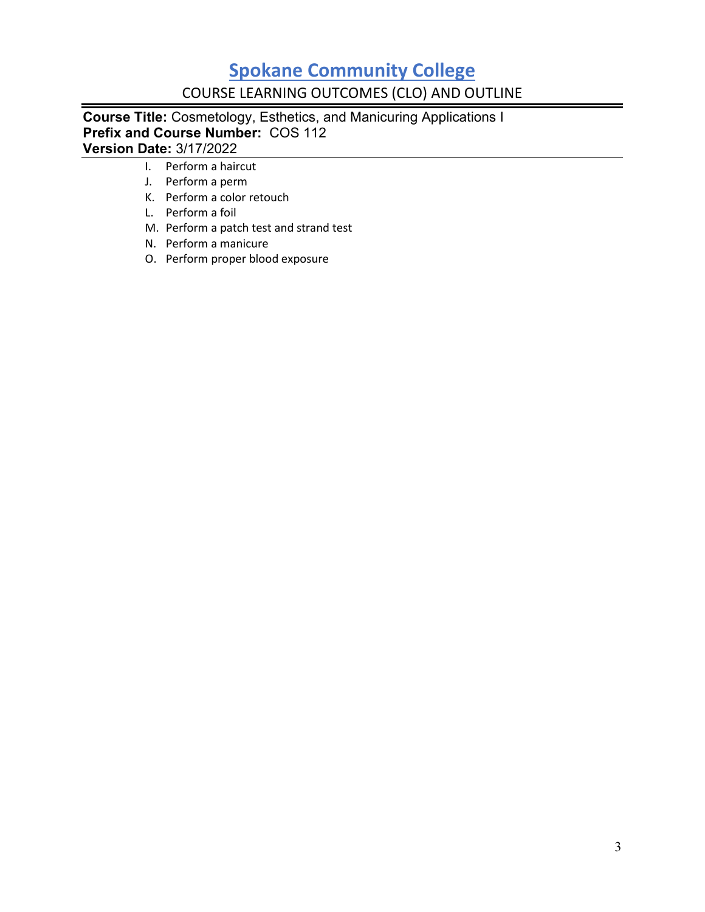I. Perform a haircut
J. Perform a perm
K. Perform a color retouch
L. Perform a foil
M. Perform a patch test and strand test
N. Perform a manicure
O. Perform proper blood exposure